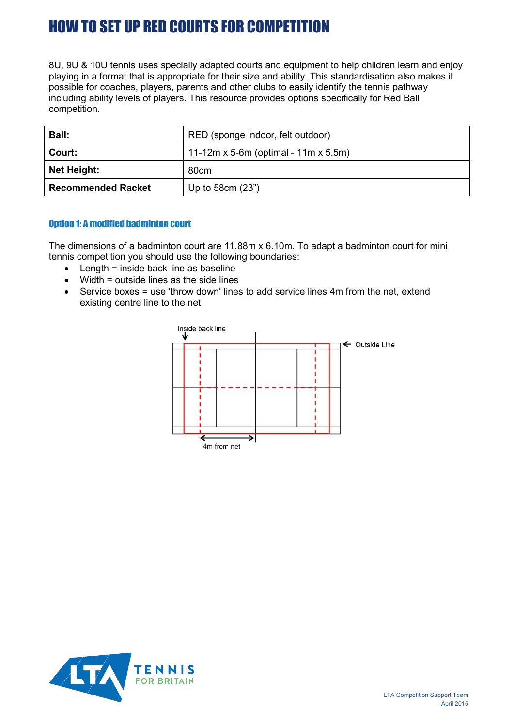# HOW TO SET UP RED COURTS FOR COMPETITION

8U, 9U & 10U tennis uses specially adapted courts and equipment to help children learn and enjoy playing in a format that is appropriate for their size and ability. This standardisation also makes it possible for coaches, players, parents and other clubs to easily identify the tennis pathway including ability levels of players. This resource provides options specifically for Red Ball competition.

| **Ball:** | RED (sponge indoor, felt outdoor) |
|---|---|
| **Court:** | 11-12m x 5-6m (optimal - 11m x 5.5m) |
| **Net Height:** | 80cm |
| **Recommended Racket** | Up to 58cm (23") |

## Option 1: A modified badminton court

The dimensions of a badminton court are 11.88m x 6.10m. To adapt a badminton court for mini tennis competition you should use the following boundaries:

- Length = inside back line as baseline
- Width = outside lines as the side lines
- Service boxes = use 'throw down' lines to add service lines 4m from the net, extend existing centre line to the net

Inside back line

Outside Line

4m from net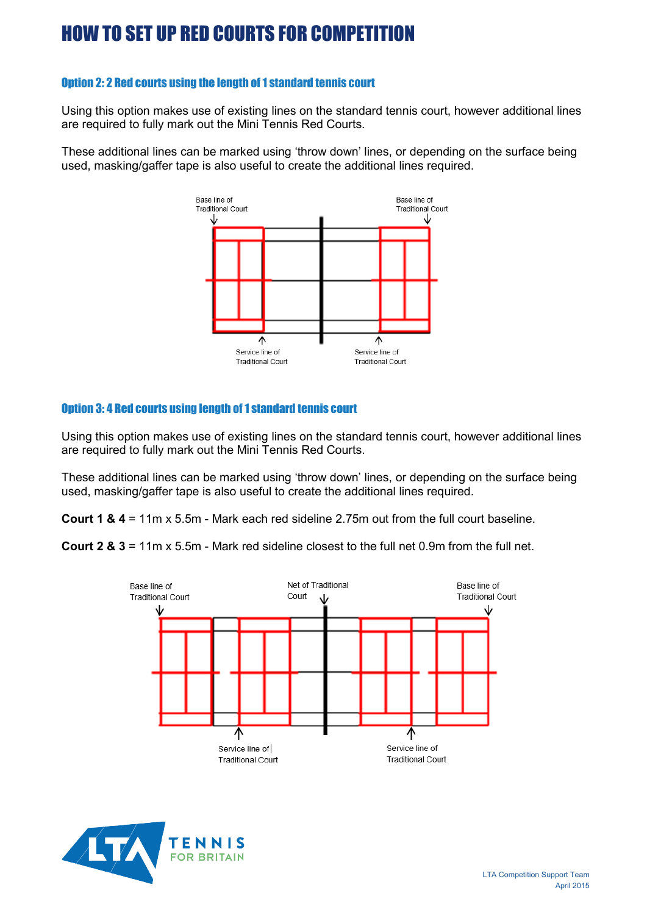# HOW TO SET UP RED COURTS FOR COMPETITION

## Option 2: 2 Red courts using the length of 1 standard tennis court

Using this option makes use of existing lines on the standard tennis court, however additional lines are required to fully mark out the Mini Tennis Red Courts.

These additional lines can be marked using 'throw down' lines, or depending on the surface being used, masking/gaffer tape is also useful to create the additional lines required.

Base line of Traditional Court

Base line of Traditional Court

Service line of Traditional Court

Service line of Traditional Court

## Option 3: 4 Red courts using length of 1 standard tennis court

Using this option makes use of existing lines on the standard tennis court, however additional lines are required to fully mark out the Mini Tennis Red Courts.

These additional lines can be marked using 'throw down' lines, or depending on the surface being used, masking/gaffer tape is also useful to create the additional lines required.

**Court 1 & 4** = 11m x 5.5m - Mark each red sideline 2.75m out from the full court baseline.

**Court 2 & 3** = 11m x 5.5m - Mark red sideline closest to the full net 0.9m from the full net.

Base line of Traditional Court

Net of Traditional Court

Base line of Traditional Court

Service line of Traditional Court

Service line of Traditional Court

LTA Competition Support Team
April 2015